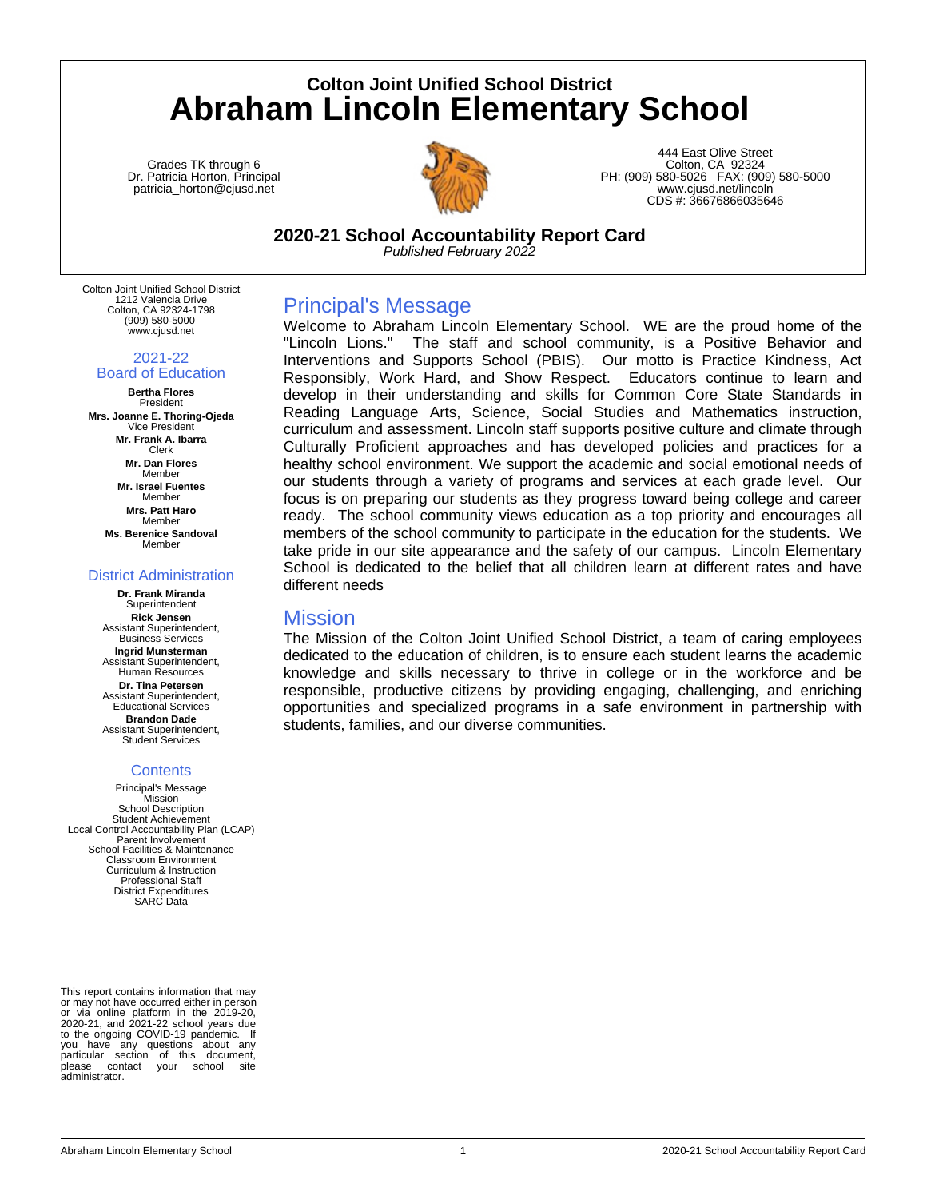# Colton Joint Unified School District
# Abraham Lincoln Elementary School

Grades TK through 6
Dr. Patricia Horton, Principal
patricia_horton@cjusd.net

444 East Olive Street
Colton, CA 92324
PH: (909) 580-5026 FAX: (909) 580-5000
www.cjusd.net/lincoln
CDS #: 36676866035646

**2020-21 School Accountability Report Card**
*Published February 2022*

Colton Joint Unified School District
1212 Valencia Drive
Colton, CA 92324-1798
(909) 580-5000
www.cjusd.net

### 2021-22 Board of Education

**Bertha Flores**
President

**Mrs. Joanne E. Thoring-Ojeda**
Vice President

**Mr. Frank A. Ibarra**
Clerk

**Mr. Dan Flores**
Member

**Mr. Israel Fuentes**
Member

**Mrs. Patt Haro**
Member

**Ms. Berenice Sandoval**
Member

### District Administration

**Dr. Frank Miranda**
Superintendent

**Rick Jensen**
Assistant Superintendent, Business Services

**Ingrid Munsterman**
Assistant Superintendent, Human Resources

**Dr. Tina Petersen**
Assistant Superintendent, Educational Services

**Brandon Dade**
Assistant Superintendent, Student Services

### Contents

Principal's Message
Mission
School Description
Student Achievement
Local Control Accountability Plan (LCAP)
Parent Involvement
School Facilities & Maintenance
Classroom Environment
Curriculum & Instruction
Professional Staff
District Expenditures
SARC Data

This report contains information that may or may not have occurred either in person or via online platform in the 2019-20, 2020-21, and 2021-22 school years due to the ongoing COVID-19 pandemic. If you have any questions about any particular section of this document, please contact your school site administrator.

## Principal's Message

Welcome to Abraham Lincoln Elementary School. WE are the proud home of the "Lincoln Lions." The staff and school community, is a Positive Behavior and Interventions and Supports School (PBIS). Our motto is Practice Kindness, Act Responsibly, Work Hard, and Show Respect. Educators continue to learn and develop in their understanding and skills for Common Core State Standards in Reading Language Arts, Science, Social Studies and Mathematics instruction, curriculum and assessment. Lincoln staff supports positive culture and climate through Culturally Proficient approaches and has developed policies and practices for a healthy school environment. We support the academic and social emotional needs of our students through a variety of programs and services at each grade level. Our focus is on preparing our students as they progress toward being college and career ready. The school community views education as a top priority and encourages all members of the school community to participate in the education for the students. We take pride in our site appearance and the safety of our campus. Lincoln Elementary School is dedicated to the belief that all children learn at different rates and have different needs

## Mission

The Mission of the Colton Joint Unified School District, a team of caring employees dedicated to the education of children, is to ensure each student learns the academic knowledge and skills necessary to thrive in college or in the workforce and be responsible, productive citizens by providing engaging, challenging, and enriching opportunities and specialized programs in a safe environment in partnership with students, families, and our diverse communities.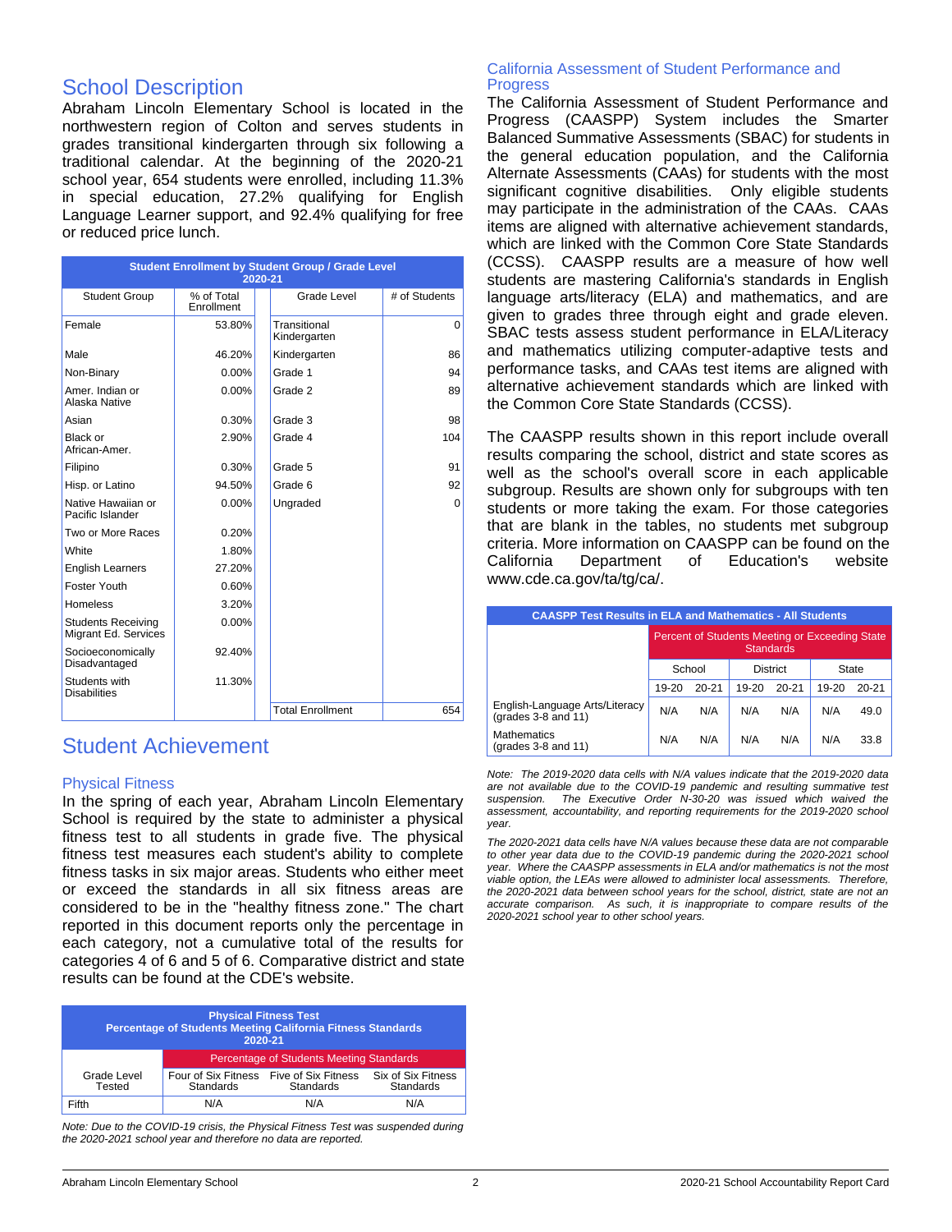## School Description

Abraham Lincoln Elementary School is located in the northwestern region of Colton and serves students in grades transitional kindergarten through six following a traditional calendar. At the beginning of the 2020-21 school year, 654 students were enrolled, including 11.3% in special education, 27.2% qualifying for English Language Learner support, and 92.4% qualifying for free or reduced price lunch.

| **Student Enrollment by Student Group / Grade Level 2020-21** | | | |
|---|---|---|---|
| Student Group | % of Total Enrollment | Grade Level | # of Students |
| Female | 53.80% | Transitional Kindergarten | 0 |
| Male | 46.20% | Kindergarten | 86 |
| Non-Binary | 0.00% | Grade 1 | 94 |
| Amer. Indian or Alaska Native | 0.00% | Grade 2 | 89 |
| Asian | 0.30% | Grade 3 | 98 |
| Black or African-Amer. | 2.90% | Grade 4 | 104 |
| Filipino | 0.30% | Grade 5 | 91 |
| Hisp. or Latino | 94.50% | Grade 6 | 92 |
| Native Hawaiian or Pacific Islander | 0.00% | Ungraded | 0 |
| Two or More Races | 0.20% | | |
| White | 1.80% | | |
| English Learners | 27.20% | | |
| Foster Youth | 0.60% | | |
| Homeless | 3.20% | | |
| Students Receiving Migrant Ed. Services | 0.00% | | |
| Socioeconomically Disadvantaged | 92.40% | | |
| Students with Disabilities | 11.30% | | |
| | | Total Enrollment | 654 |

## Student Achievement

### Physical Fitness

In the spring of each year, Abraham Lincoln Elementary School is required by the state to administer a physical fitness test to all students in grade five. The physical fitness test measures each student's ability to complete fitness tasks in six major areas. Students who either meet or exceed the standards in all six fitness areas are considered to be in the "healthy fitness zone." The chart reported in this document reports only the percentage in each category, not a cumulative total of the results for categories 4 of 6 and 5 of 6. Comparative district and state results can be found at the CDE's website.

| **Physical Fitness Test Percentage of Students Meeting California Fitness Standards 2020-21** | | | |
|---|---|---|---|
| | Percentage of Students Meeting Standards | | |
| Grade Level Tested | Four of Six Fitness Standards | Five of Six Fitness Standards | Six of Six Fitness Standards |
| Fifth | N/A | N/A | N/A |

*Note: Due to the COVID-19 crisis, the Physical Fitness Test was suspended during the 2020-2021 school year and therefore no data are reported.*

### California Assessment of Student Performance and Progress

The California Assessment of Student Performance and Progress (CAASPP) System includes the Smarter Balanced Summative Assessments (SBAC) for students in the general education population, and the California Alternate Assessments (CAAs) for students with the most significant cognitive disabilities. Only eligible students may participate in the administration of the CAAs. CAAs items are aligned with alternative achievement standards, which are linked with the Common Core State Standards (CCSS). CAASPP results are a measure of how well students are mastering California's standards in English language arts/literacy (ELA) and mathematics, and are given to grades three through eight and grade eleven. SBAC tests assess student performance in ELA/Literacy and mathematics utilizing computer-adaptive tests and performance tasks, and CAAs test items are aligned with alternative achievement standards which are linked with the Common Core State Standards (CCSS).

The CAASPP results shown in this report include overall results comparing the school, district and state scores as well as the school's overall score in each applicable subgroup. Results are shown only for subgroups with ten students or more taking the exam. For those categories that are blank in the tables, no students met subgroup criteria. More information on CAASPP can be found on the California Department of Education's website www.cde.ca.gov/ta/tg/ca/.

| **CAASPP Test Results in ELA and Mathematics - All Students** | | | | | | |
|---|---|---|---|---|---|---|
| | Percent of Students Meeting or Exceeding State Standards | | | | | |
| | School | | District | | State | |
| | 19-20 | 20-21 | 19-20 | 20-21 | 19-20 | 20-21 |
| English-Language Arts/Literacy (grades 3-8 and 11) | N/A | N/A | N/A | N/A | N/A | 49.0 |
| Mathematics (grades 3-8 and 11) | N/A | N/A | N/A | N/A | N/A | 33.8 |

*Note: The 2019-2020 data cells with N/A values indicate that the 2019-2020 data are not available due to the COVID-19 pandemic and resulting summative test suspension. The Executive Order N-30-20 was issued which waived the assessment, accountability, and reporting requirements for the 2019-2020 school year.*

*The 2020-2021 data cells have N/A values because these data are not comparable to other year data due to the COVID-19 pandemic during the 2020-2021 school year. Where the CAASPP assessments in ELA and/or mathematics is not the most viable option, the LEAs were allowed to administer local assessments. Therefore, the 2020-2021 data between school years for the school, district, state are not an accurate comparison. As such, it is inappropriate to compare results of the 2020-2021 school year to other school years.*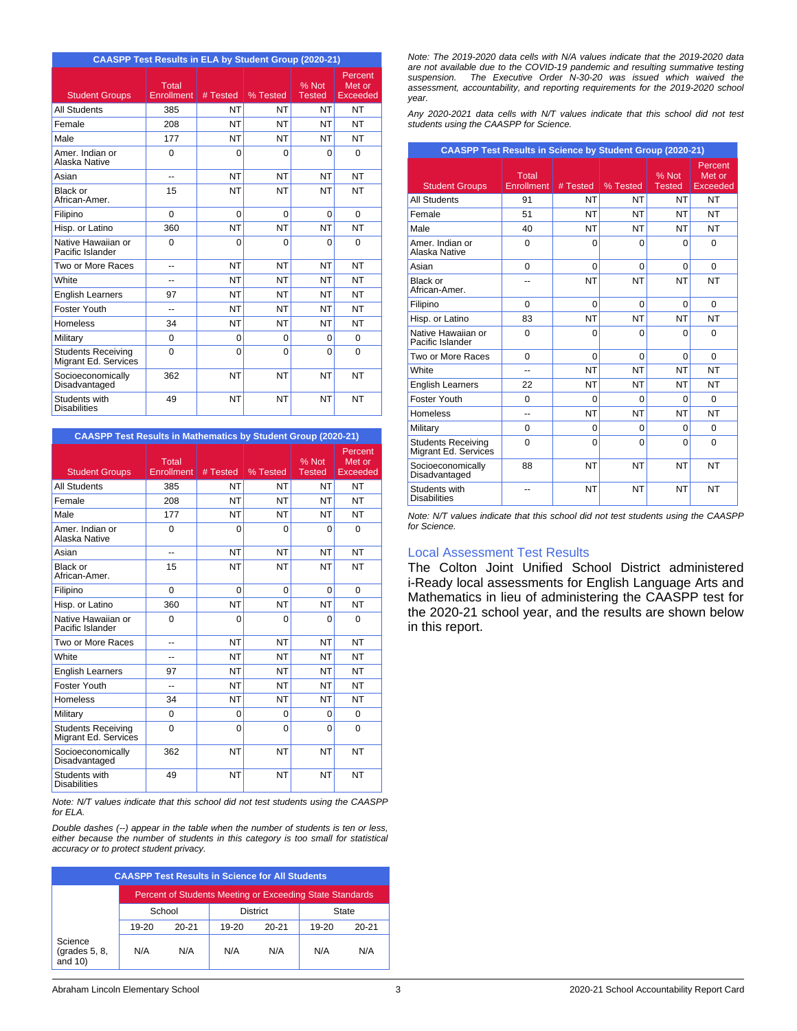**CAASPP Test Results in ELA by Student Group (2020-21)**

| Student Groups | Total Enrollment | # Tested | % Tested | % Not Tested | Percent Met or Exceeded |
|---|---|---|---|---|---|
| All Students | 385 | NT | NT | NT | NT |
| Female | 208 | NT | NT | NT | NT |
| Male | 177 | NT | NT | NT | NT |
| Amer. Indian or Alaska Native | 0 | 0 | 0 | 0 | 0 |
| Asian | -- | NT | NT | NT | NT |
| Black or African-Amer. | 15 | NT | NT | NT | NT |
| Filipino | 0 | 0 | 0 | 0 | 0 |
| Hisp. or Latino | 360 | NT | NT | NT | NT |
| Native Hawaiian or Pacific Islander | 0 | 0 | 0 | 0 | 0 |
| Two or More Races | -- | NT | NT | NT | NT |
| White | -- | NT | NT | NT | NT |
| English Learners | 97 | NT | NT | NT | NT |
| Foster Youth | -- | NT | NT | NT | NT |
| Homeless | 34 | NT | NT | NT | NT |
| Military | 0 | 0 | 0 | 0 | 0 |
| Students Receiving Migrant Ed. Services | 0 | 0 | 0 | 0 | 0 |
| Socioeconomically Disadvantaged | 362 | NT | NT | NT | NT |
| Students with Disabilities | 49 | NT | NT | NT | NT |

**CAASPP Test Results in Mathematics by Student Group (2020-21)**

| Student Groups | Total Enrollment | # Tested | % Tested | % Not Tested | Percent Met or Exceeded |
|---|---|---|---|---|---|
| All Students | 385 | NT | NT | NT | NT |
| Female | 208 | NT | NT | NT | NT |
| Male | 177 | NT | NT | NT | NT |
| Amer. Indian or Alaska Native | 0 | 0 | 0 | 0 | 0 |
| Asian | -- | NT | NT | NT | NT |
| Black or African-Amer. | 15 | NT | NT | NT | NT |
| Filipino | 0 | 0 | 0 | 0 | 0 |
| Hisp. or Latino | 360 | NT | NT | NT | NT |
| Native Hawaiian or Pacific Islander | 0 | 0 | 0 | 0 | 0 |
| Two or More Races | -- | NT | NT | NT | NT |
| White | -- | NT | NT | NT | NT |
| English Learners | 97 | NT | NT | NT | NT |
| Foster Youth | -- | NT | NT | NT | NT |
| Homeless | 34 | NT | NT | NT | NT |
| Military | 0 | 0 | 0 | 0 | 0 |
| Students Receiving Migrant Ed. Services | 0 | 0 | 0 | 0 | 0 |
| Socioeconomically Disadvantaged | 362 | NT | NT | NT | NT |
| Students with Disabilities | 49 | NT | NT | NT | NT |

*Note: N/T values indicate that this school did not test students using the CAASPP for ELA.*

*Double dashes (--) appear in the table when the number of students is ten or less, either because the number of students in this category is too small for statistical accuracy or to protect student privacy.*

**CAASPP Test Results in Science for All Students**

| | Percent of Students Meeting or Exceeding State Standards | | | | | |
|---|---|---|---|---|---|---|
| | School | | District | | State | |
| | 19-20 | 20-21 | 19-20 | 20-21 | 19-20 | 20-21 |
| Science (grades 5, 8, and 10) | N/A | N/A | N/A | N/A | N/A | N/A |

*Note: The 2019-2020 data cells with N/A values indicate that the 2019-2020 data are not available due to the COVID-19 pandemic and resulting summative testing suspension. The Executive Order N-30-20 was issued which waived the assessment, accountability, and reporting requirements for the 2019-2020 school year.*

*Any 2020-2021 data cells with N/T values indicate that this school did not test students using the CAASPP for Science.*

**CAASPP Test Results in Science by Student Group (2020-21)**

| Student Groups | Total Enrollment | # Tested | % Tested | % Not Tested | Percent Met or Exceeded |
|---|---|---|---|---|---|
| All Students | 91 | NT | NT | NT | NT |
| Female | 51 | NT | NT | NT | NT |
| Male | 40 | NT | NT | NT | NT |
| Amer. Indian or Alaska Native | 0 | 0 | 0 | 0 | 0 |
| Asian | 0 | 0 | 0 | 0 | 0 |
| Black or African-Amer. | -- | NT | NT | NT | NT |
| Filipino | 0 | 0 | 0 | 0 | 0 |
| Hisp. or Latino | 83 | NT | NT | NT | NT |
| Native Hawaiian or Pacific Islander | 0 | 0 | 0 | 0 | 0 |
| Two or More Races | 0 | 0 | 0 | 0 | 0 |
| White | -- | NT | NT | NT | NT |
| English Learners | 22 | NT | NT | NT | NT |
| Foster Youth | 0 | 0 | 0 | 0 | 0 |
| Homeless | -- | NT | NT | NT | NT |
| Military | 0 | 0 | 0 | 0 | 0 |
| Students Receiving Migrant Ed. Services | 0 | 0 | 0 | 0 | 0 |
| Socioeconomically Disadvantaged | 88 | NT | NT | NT | NT |
| Students with Disabilities | -- | NT | NT | NT | NT |

*Note: N/T values indicate that this school did not test students using the CAASPP for Science.*

## Local Assessment Test Results

The Colton Joint Unified School District administered i-Ready local assessments for English Language Arts and Mathematics in lieu of administering the CAASPP test for the 2020-21 school year, and the results are shown below in this report.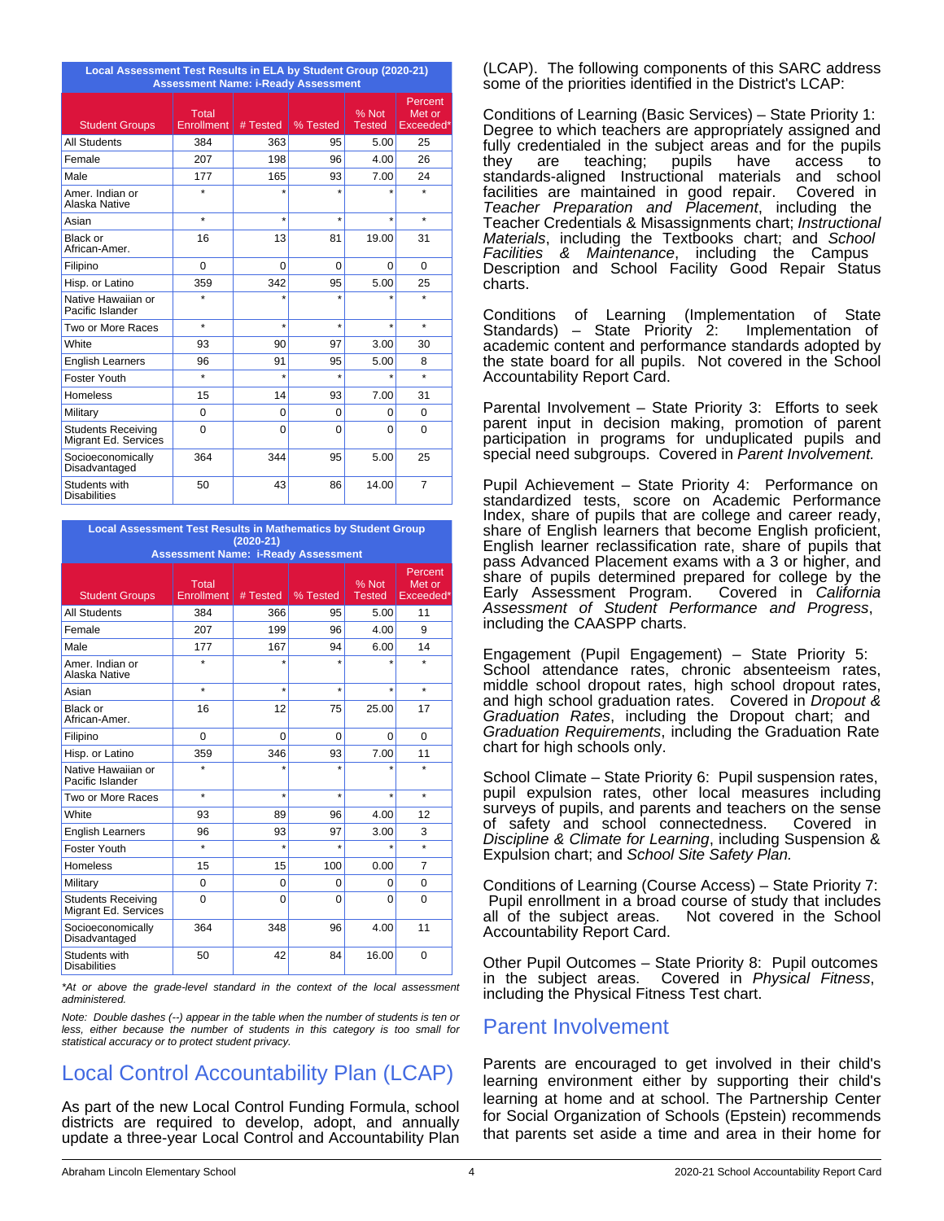| Local Assessment Test Results in ELA by Student Group (2020-21) Assessment Name: i-Ready Assessment | | | | | |
|---|---|---|---|---|---|
| Student Groups | Total Enrollment | # Tested | % Tested | % Not Tested | Percent Met or Exceeded* |
| All Students | 384 | 363 | 95 | 5.00 | 25 |
| Female | 207 | 198 | 96 | 4.00 | 26 |
| Male | 177 | 165 | 93 | 7.00 | 24 |
| Amer. Indian or Alaska Native | * | * | * | * | * |
| Asian | * | * | * | * | * |
| Black or African-Amer. | 16 | 13 | 81 | 19.00 | 31 |
| Filipino | 0 | 0 | 0 | 0 | 0 |
| Hisp. or Latino | 359 | 342 | 95 | 5.00 | 25 |
| Native Hawaiian or Pacific Islander | * | * | * | * | * |
| Two or More Races | * | * | * | * | * |
| White | 93 | 90 | 97 | 3.00 | 30 |
| English Learners | 96 | 91 | 95 | 5.00 | 8 |
| Foster Youth | * | * | * | * | * |
| Homeless | 15 | 14 | 93 | 7.00 | 31 |
| Military | 0 | 0 | 0 | 0 | 0 |
| Students Receiving Migrant Ed. Services | 0 | 0 | 0 | 0 | 0 |
| Socioeconomically Disadvantaged | 364 | 344 | 95 | 5.00 | 25 |
| Students with Disabilities | 50 | 43 | 86 | 14.00 | 7 |

| Local Assessment Test Results in Mathematics by Student Group (2020-21) Assessment Name: i-Ready Assessment | | | | | |
|---|---|---|---|---|---|
| Student Groups | Total Enrollment | # Tested | % Tested | % Not Tested | Percent Met or Exceeded* |
| All Students | 384 | 366 | 95 | 5.00 | 11 |
| Female | 207 | 199 | 96 | 4.00 | 9 |
| Male | 177 | 167 | 94 | 6.00 | 14 |
| Amer. Indian or Alaska Native | * | * | * | * | * |
| Asian | * | * | * | * | * |
| Black or African-Amer. | 16 | 12 | 75 | 25.00 | 17 |
| Filipino | 0 | 0 | 0 | 0 | 0 |
| Hisp. or Latino | 359 | 346 | 93 | 7.00 | 11 |
| Native Hawaiian or Pacific Islander | * | * | * | * | * |
| Two or More Races | * | * | * | * | * |
| White | 93 | 89 | 96 | 4.00 | 12 |
| English Learners | 96 | 93 | 97 | 3.00 | 3 |
| Foster Youth | * | * | * | * | * |
| Homeless | 15 | 15 | 100 | 0.00 | 7 |
| Military | 0 | 0 | 0 | 0 | 0 |
| Students Receiving Migrant Ed. Services | 0 | 0 | 0 | 0 | 0 |
| Socioeconomically Disadvantaged | 364 | 348 | 96 | 4.00 | 11 |
| Students with Disabilities | 50 | 42 | 84 | 16.00 | 0 |

*\*At or above the grade-level standard in the context of the local assessment administered.*

*Note: Double dashes (--) appear in the table when the number of students is ten or less, either because the number of students in this category is too small for statistical accuracy or to protect student privacy.*

## Local Control Accountability Plan (LCAP)

As part of the new Local Control Funding Formula, school districts are required to develop, adopt, and annually update a three-year Local Control and Accountability Plan (LCAP). The following components of this SARC address some of the priorities identified in the District's LCAP:

Conditions of Learning (Basic Services) – State Priority 1: Degree to which teachers are appropriately assigned and fully credentialed in the subject areas and for the pupils they are teaching; pupils have access to standards-aligned Instructional materials and school facilities are maintained in good repair. Covered in *Teacher Preparation and Placement*, including the Teacher Credentials & Misassignments chart; *Instructional Materials*, including the Textbooks chart; and *School Facilities & Maintenance*, including the Campus Description and School Facility Good Repair Status charts.

Conditions of Learning (Implementation of State Standards) – State Priority 2: Implementation of academic content and performance standards adopted by the state board for all pupils. Not covered in the School Accountability Report Card.

Parental Involvement – State Priority 3: Efforts to seek parent input in decision making, promotion of parent participation in programs for unduplicated pupils and special need subgroups. Covered in *Parent Involvement.*

Pupil Achievement – State Priority 4: Performance on standardized tests, score on Academic Performance Index, share of pupils that are college and career ready, share of English learners that become English proficient, English learner reclassification rate, share of pupils that pass Advanced Placement exams with a 3 or higher, and share of pupils determined prepared for college by the Early Assessment Program. Covered in *California Assessment of Student Performance and Progress*, including the CAASPP charts.

Engagement (Pupil Engagement) – State Priority 5: School attendance rates, chronic absenteeism rates, middle school dropout rates, high school dropout rates, and high school graduation rates. Covered in *Dropout & Graduation Rates*, including the Dropout chart; and *Graduation Requirements*, including the Graduation Rate chart for high schools only.

School Climate – State Priority 6: Pupil suspension rates, pupil expulsion rates, other local measures including surveys of pupils, and parents and teachers on the sense of safety and school connectedness. Covered in *Discipline & Climate for Learning*, including Suspension & Expulsion chart; and *School Site Safety Plan.*

Conditions of Learning (Course Access) – State Priority 7: Pupil enrollment in a broad course of study that includes all of the subject areas. Not covered in the School Accountability Report Card.

Other Pupil Outcomes – State Priority 8: Pupil outcomes in the subject areas. Covered in *Physical Fitness*, including the Physical Fitness Test chart.

## Parent Involvement

Parents are encouraged to get involved in their child's learning environment either by supporting their child's learning at home and at school. The Partnership Center for Social Organization of Schools (Epstein) recommends that parents set aside a time and area in their home for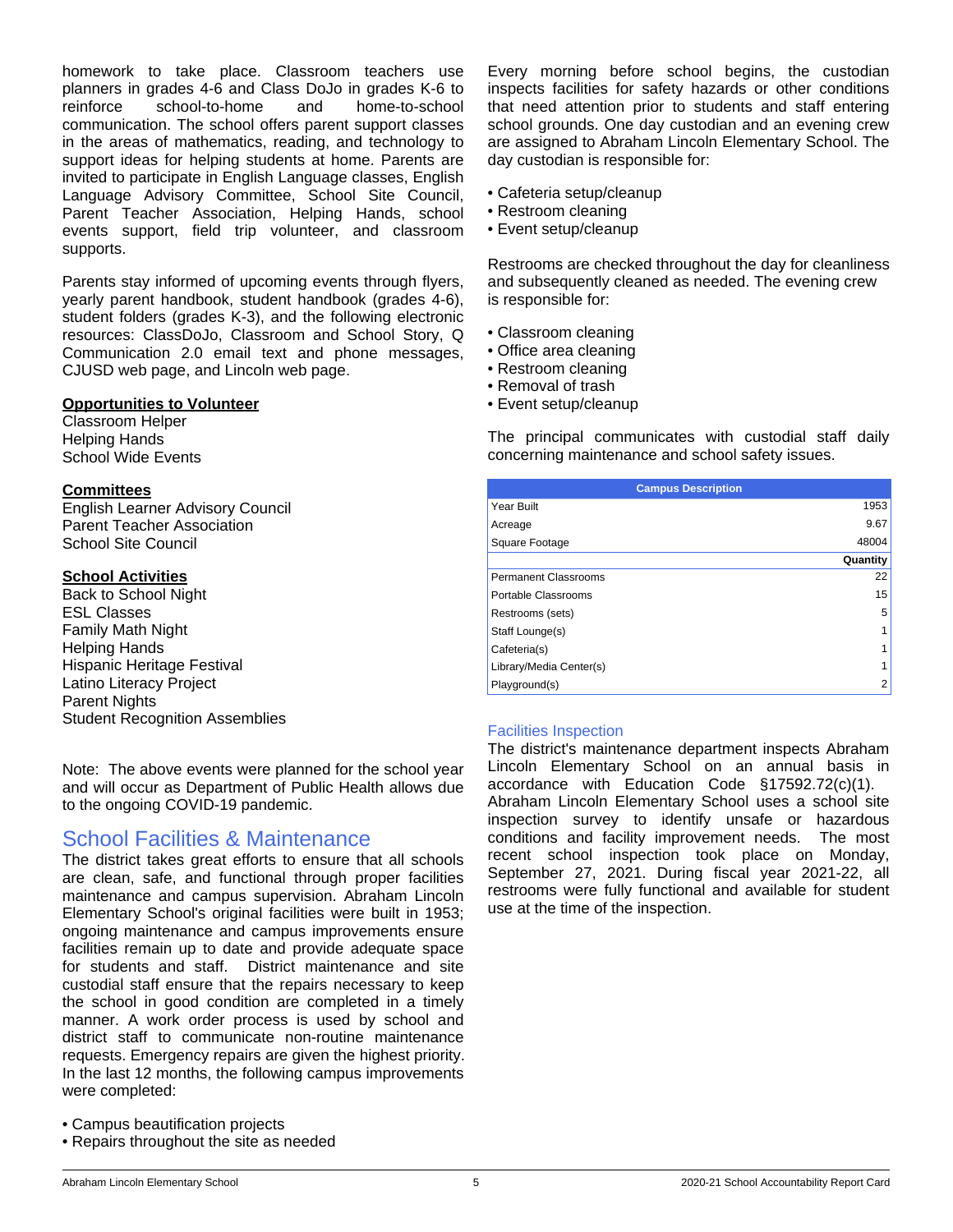homework to take place. Classroom teachers use planners in grades 4-6 and Class DoJo in grades K-6 to reinforce school-to-home and home-to-school communication. The school offers parent support classes in the areas of mathematics, reading, and technology to support ideas for helping students at home. Parents are invited to participate in English Language classes, English Language Advisory Committee, School Site Council, Parent Teacher Association, Helping Hands, school events support, field trip volunteer, and classroom supports.

Parents stay informed of upcoming events through flyers, yearly parent handbook, student handbook (grades 4-6), student folders (grades K-3), and the following electronic resources: ClassDoJo, Classroom and School Story, Q Communication 2.0 email text and phone messages, CJUSD web page, and Lincoln web page.

**Opportunities to Volunteer**

Classroom Helper
Helping Hands
School Wide Events

**Committees**

English Learner Advisory Council
Parent Teacher Association
School Site Council

**School Activities**

Back to School Night
ESL Classes
Family Math Night
Helping Hands
Hispanic Heritage Festival
Latino Literacy Project
Parent Nights
Student Recognition Assemblies

Note: The above events were planned for the school year and will occur as Department of Public Health allows due to the ongoing COVID-19 pandemic.

## School Facilities & Maintenance

The district takes great efforts to ensure that all schools are clean, safe, and functional through proper facilities maintenance and campus supervision. Abraham Lincoln Elementary School's original facilities were built in 1953; ongoing maintenance and campus improvements ensure facilities remain up to date and provide adequate space for students and staff. District maintenance and site custodial staff ensure that the repairs necessary to keep the school in good condition are completed in a timely manner. A work order process is used by school and district staff to communicate non-routine maintenance requests. Emergency repairs are given the highest priority. In the last 12 months, the following campus improvements were completed:

- Campus beautification projects
- Repairs throughout the site as needed

Every morning before school begins, the custodian inspects facilities for safety hazards or other conditions that need attention prior to students and staff entering school grounds. One day custodian and an evening crew are assigned to Abraham Lincoln Elementary School. The day custodian is responsible for:

- Cafeteria setup/cleanup
- Restroom cleaning
- Event setup/cleanup

Restrooms are checked throughout the day for cleanliness and subsequently cleaned as needed. The evening crew is responsible for:

- Classroom cleaning
- Office area cleaning
- Restroom cleaning
- Removal of trash
- Event setup/cleanup

The principal communicates with custodial staff daily concerning maintenance and school safety issues.

| Campus Description | |
|---|---|
| Year Built | 1953 |
| Acreage | 9.67 |
| Square Footage | 48004 |
| | **Quantity** |
| Permanent Classrooms | 22 |
| Portable Classrooms | 15 |
| Restrooms (sets) | 5 |
| Staff Lounge(s) | 1 |
| Cafeteria(s) | 1 |
| Library/Media Center(s) | 1 |
| Playground(s) | 2 |

### Facilities Inspection

The district's maintenance department inspects Abraham Lincoln Elementary School on an annual basis in accordance with Education Code §17592.72(c)(1). Abraham Lincoln Elementary School uses a school site inspection survey to identify unsafe or hazardous conditions and facility improvement needs. The most recent school inspection took place on Monday, September 27, 2021. During fiscal year 2021-22, all restrooms were fully functional and available for student use at the time of the inspection.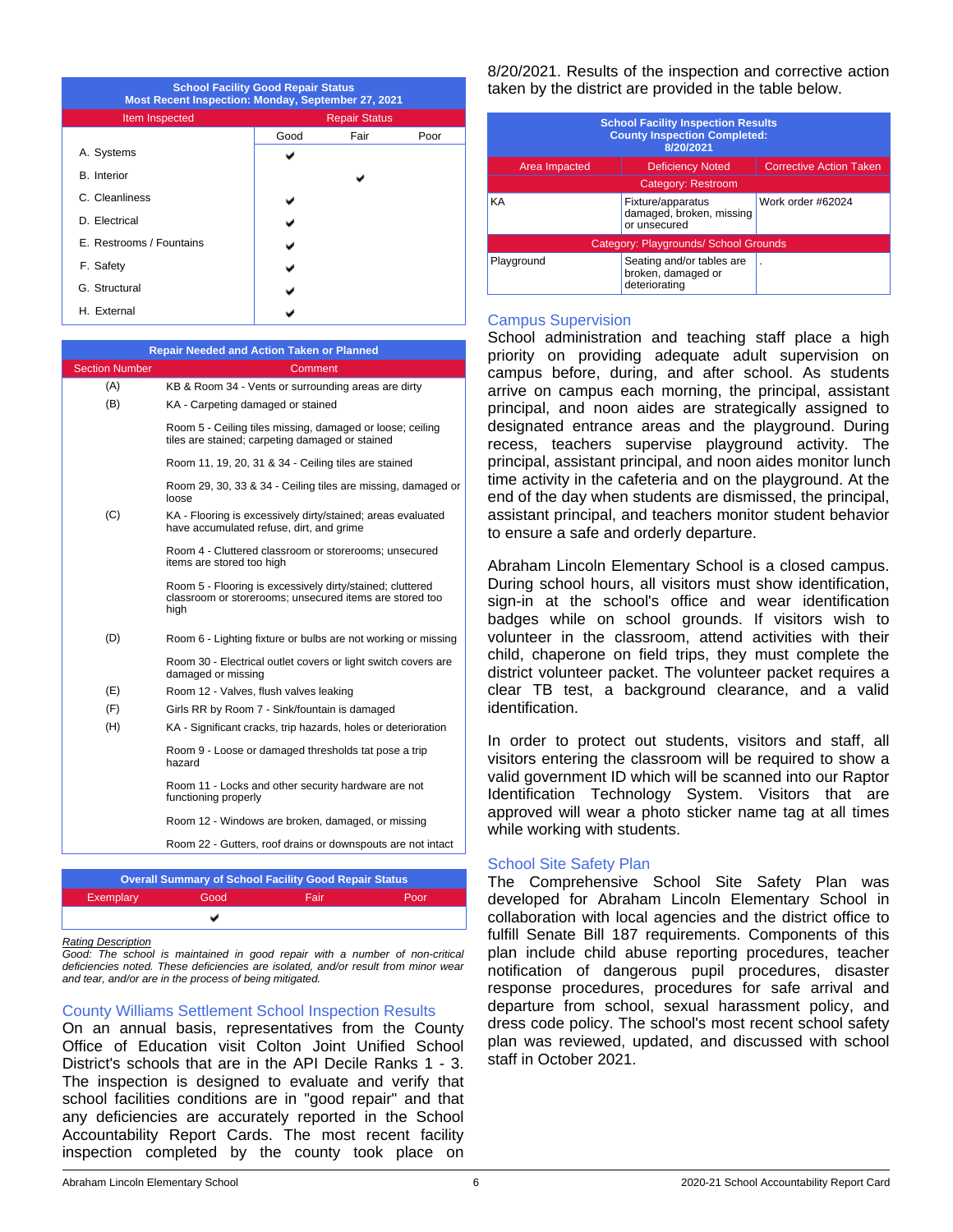| School Facility Good Repair Status<br>Most Recent Inspection: Monday, September 27, 2021 | | | |
|---|---|---|---|
| Item Inspected | Repair Status | | |
| | Good | Fair | Poor |
| A. Systems | ✔ | | |
| B. Interior | | ✔ | |
| C. Cleanliness | ✔ | | |
| D. Electrical | ✔ | | |
| E. Restrooms / Fountains | ✔ | | |
| F. Safety | ✔ | | |
| G. Structural | ✔ | | |
| H. External | ✔ | | |

| Repair Needed and Action Taken or Planned | |
|---|---|
| Section Number | Comment |
| (A) | KB & Room 34 - Vents or surrounding areas are dirty |
| (B) | KA - Carpeting damaged or stained |
| | Room 5 - Ceiling tiles missing, damaged or loose; ceiling tiles are stained; carpeting damaged or stained |
| | Room 11, 19, 20, 31 & 34 - Ceiling tiles are stained |
| | Room 29, 30, 33 & 34 - Ceiling tiles are missing, damaged or loose |
| (C) | KA - Flooring is excessively dirty/stained; areas evaluated have accumulated refuse, dirt, and grime |
| | Room 4 - Cluttered classroom or storerooms; unsecured items are stored too high |
| | Room 5 - Flooring is excessively dirty/stained; cluttered classroom or storerooms; unsecured items are stored too high |
| (D) | Room 6 - Lighting fixture or bulbs are not working or missing |
| | Room 30 - Electrical outlet covers or light switch covers are damaged or missing |
| (E) | Room 12 - Valves, flush valves leaking |
| (F) | Girls RR by Room 7 - Sink/fountain is damaged |
| (H) | KA - Significant cracks, trip hazards, holes or deterioration |
| | Room 9 - Loose or damaged thresholds tat pose a trip hazard |
| | Room 11 - Locks and other security hardware are not functioning properly |
| | Room 12 - Windows are broken, damaged, or missing |
| | Room 22 - Gutters, roof drains or downspouts are not intact |

| Overall Summary of School Facility Good Repair Status | | | |
|---|---|---|---|
| Exemplary | Good | Fair | Poor |
| | ✔ | | |

*Rating Description*
*Good: The school is maintained in good repair with a number of non-critical deficiencies noted. These deficiencies are isolated, and/or result from minor wear and tear, and/or are in the process of being mitigated.*

## County Williams Settlement School Inspection Results

On an annual basis, representatives from the County Office of Education visit Colton Joint Unified School District's schools that are in the API Decile Ranks 1 - 3. The inspection is designed to evaluate and verify that school facilities conditions are in "good repair" and that any deficiencies are accurately reported in the School Accountability Report Cards. The most recent facility inspection completed by the county took place on 8/20/2021. Results of the inspection and corrective action taken by the district are provided in the table below.

| School Facility Inspection Results<br>County Inspection Completed:<br>8/20/2021 | | |
|---|---|---|
| Area Impacted | Deficiency Noted | Corrective Action Taken |
| Category: Restroom | | |
| KA | Fixture/apparatus damaged, broken, missing or unsecured | Work order #62024 |
| Category: Playgrounds/ School Grounds | | |
| Playground | Seating and/or tables are broken, damaged or deteriorating | . |

## Campus Supervision

School administration and teaching staff place a high priority on providing adequate adult supervision on campus before, during, and after school. As students arrive on campus each morning, the principal, assistant principal, and noon aides are strategically assigned to designated entrance areas and the playground. During recess, teachers supervise playground activity. The principal, assistant principal, and noon aides monitor lunch time activity in the cafeteria and on the playground. At the end of the day when students are dismissed, the principal, assistant principal, and teachers monitor student behavior to ensure a safe and orderly departure.

Abraham Lincoln Elementary School is a closed campus. During school hours, all visitors must show identification, sign-in at the school's office and wear identification badges while on school grounds. If visitors wish to volunteer in the classroom, attend activities with their child, chaperone on field trips, they must complete the district volunteer packet. The volunteer packet requires a clear TB test, a background clearance, and a valid identification.

In order to protect out students, visitors and staff, all visitors entering the classroom will be required to show a valid government ID which will be scanned into our Raptor Identification Technology System. Visitors that are approved will wear a photo sticker name tag at all times while working with students.

## School Site Safety Plan

The Comprehensive School Site Safety Plan was developed for Abraham Lincoln Elementary School in collaboration with local agencies and the district office to fulfill Senate Bill 187 requirements. Components of this plan include child abuse reporting procedures, teacher notification of dangerous pupil procedures, disaster response procedures, procedures for safe arrival and departure from school, sexual harassment policy, and dress code policy. The school's most recent school safety plan was reviewed, updated, and discussed with school staff in October 2021.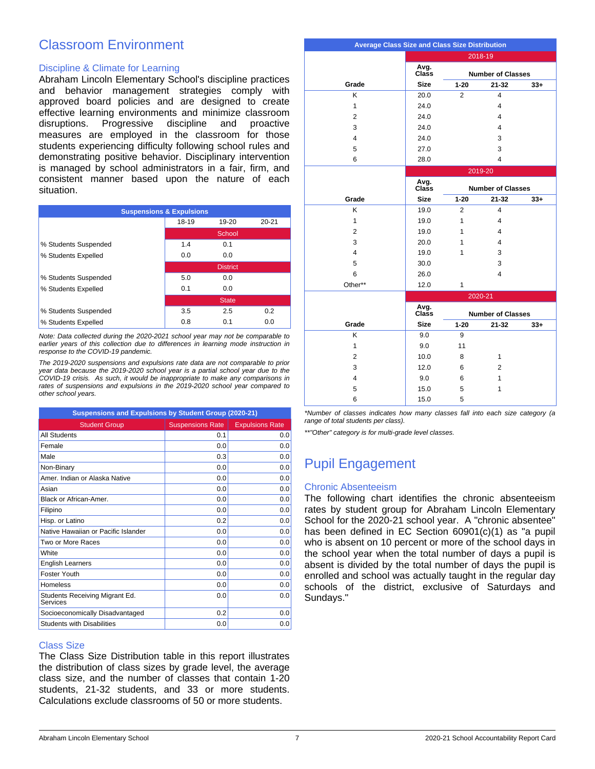# Classroom Environment

## Discipline & Climate for Learning

Abraham Lincoln Elementary School's discipline practices and behavior management strategies comply with approved board policies and are designed to create effective learning environments and minimize classroom disruptions. Progressive discipline and proactive measures are employed in the classroom for those students experiencing difficulty following school rules and demonstrating positive behavior. Disciplinary intervention is managed by school administrators in a fair, firm, and consistent manner based upon the nature of each situation.

| Suspensions & Expulsions | 18-19 | 19-20 | 20-21 |
|---|---|---|---|
| | School | | |
| % Students Suspended | 1.4 | 0.1 | |
| % Students Expelled | 0.0 | 0.0 | |
| | District | | |
| % Students Suspended | 5.0 | 0.0 | |
| % Students Expelled | 0.1 | 0.0 | |
| | State | | |
| % Students Suspended | 3.5 | 2.5 | 0.2 |
| % Students Expelled | 0.8 | 0.1 | 0.0 |

*Note: Data collected during the 2020-2021 school year may not be comparable to earlier years of this collection due to differences in learning mode instruction in response to the COVID-19 pandemic.*

*The 2019-2020 suspensions and expulsions rate data are not comparable to prior year data because the 2019-2020 school year is a partial school year due to the COVID-19 crisis. As such, it would be inappropriate to make any comparisons in rates of suspensions and expulsions in the 2019-2020 school year compared to other school years.*

**Suspensions and Expulsions by Student Group (2020-21)**

| Student Group | Suspensions Rate | Expulsions Rate |
|---|---|---|
| All Students | 0.1 | 0.0 |
| Female | 0.0 | 0.0 |
| Male | 0.3 | 0.0 |
| Non-Binary | 0.0 | 0.0 |
| Amer. Indian or Alaska Native | 0.0 | 0.0 |
| Asian | 0.0 | 0.0 |
| Black or African-Amer. | 0.0 | 0.0 |
| Filipino | 0.0 | 0.0 |
| Hisp. or Latino | 0.2 | 0.0 |
| Native Hawaiian or Pacific Islander | 0.0 | 0.0 |
| Two or More Races | 0.0 | 0.0 |
| White | 0.0 | 0.0 |
| English Learners | 0.0 | 0.0 |
| Foster Youth | 0.0 | 0.0 |
| Homeless | 0.0 | 0.0 |
| Students Receiving Migrant Ed. Services | 0.0 | 0.0 |
| Socioeconomically Disadvantaged | 0.2 | 0.0 |
| Students with Disabilities | 0.0 | 0.0 |

## Class Size

The Class Size Distribution table in this report illustrates the distribution of class sizes by grade level, the average class size, and the number of classes that contain 1-20 students, 21-32 students, and 33 or more students. Calculations exclude classrooms of 50 or more students.

**Average Class Size and Class Size Distribution**

| Grade | Avg. Class Size | Number of Classes 1-20 | 21-32 | 33+ |
|---|---|---|---|---|
| **2018-19** | | | | |
| K | 20.0 | 2 | 4 | |
| 1 | 24.0 | | 4 | |
| 2 | 24.0 | | 4 | |
| 3 | 24.0 | | 4 | |
| 4 | 24.0 | | 3 | |
| 5 | 27.0 | | 3 | |
| 6 | 28.0 | | 4 | |
| **2019-20** | | | | |
| K | 19.0 | 2 | 4 | |
| 1 | 19.0 | 1 | 4 | |
| 2 | 19.0 | 1 | 4 | |
| 3 | 20.0 | 1 | 4 | |
| 4 | 19.0 | 1 | 3 | |
| 5 | 30.0 | | 3 | |
| 6 | 26.0 | | 4 | |
| Other** | 12.0 | 1 | | |
| **2020-21** | | | | |
| K | 9.0 | 9 | | |
| 1 | 9.0 | 11 | | |
| 2 | 10.0 | 8 | 1 | |
| 3 | 12.0 | 6 | 2 | |
| 4 | 9.0 | 6 | 1 | |
| 5 | 15.0 | 5 | 1 | |
| 6 | 15.0 | 5 | | |

*Number of classes indicates how many classes fall into each size category (a range of total students per class).

**"Other" category is for multi-grade level classes.

# Pupil Engagement

## Chronic Absenteeism

The following chart identifies the chronic absenteeism rates by student group for Abraham Lincoln Elementary School for the 2020-21 school year. A "chronic absentee" has been defined in EC Section 60901(c)(1) as "a pupil who is absent on 10 percent or more of the school days in the school year when the total number of days a pupil is absent is divided by the total number of days the pupil is enrolled and school was actually taught in the regular day schools of the district, exclusive of Saturdays and Sundays."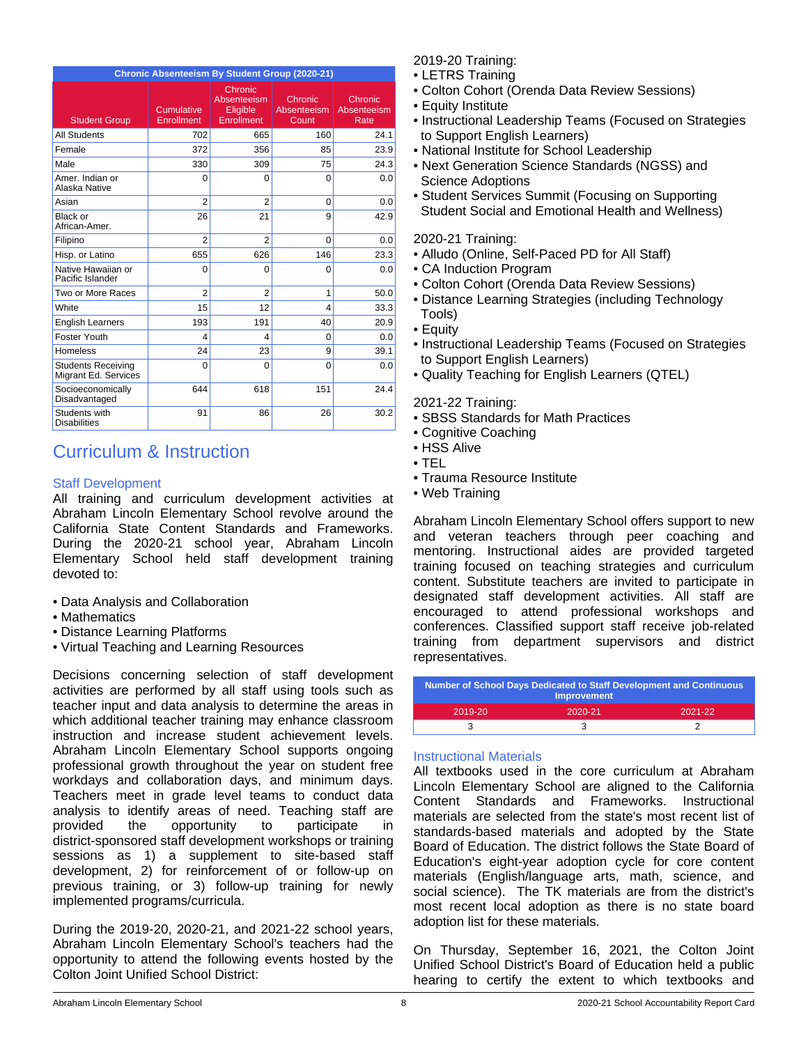| Chronic Absenteeism By Student Group (2020-21) | | | | |
|---|---|---|---|---|
| Student Group | Cumulative Enrollment | Chronic Absenteeism Eligible Enrollment | Chronic Absenteeism Count | Chronic Absenteeism Rate |
| All Students | 702 | 665 | 160 | 24.1 |
| Female | 372 | 356 | 85 | 23.9 |
| Male | 330 | 309 | 75 | 24.3 |
| Amer. Indian or Alaska Native | 0 | 0 | 0 | 0.0 |
| Asian | 2 | 2 | 0 | 0.0 |
| Black or African-Amer. | 26 | 21 | 9 | 42.9 |
| Filipino | 2 | 2 | 0 | 0.0 |
| Hisp. or Latino | 655 | 626 | 146 | 23.3 |
| Native Hawaiian or Pacific Islander | 0 | 0 | 0 | 0.0 |
| Two or More Races | 2 | 2 | 1 | 50.0 |
| White | 15 | 12 | 4 | 33.3 |
| English Learners | 193 | 191 | 40 | 20.9 |
| Foster Youth | 4 | 4 | 0 | 0.0 |
| Homeless | 24 | 23 | 9 | 39.1 |
| Students Receiving Migrant Ed. Services | 0 | 0 | 0 | 0.0 |
| Socioeconomically Disadvantaged | 644 | 618 | 151 | 24.4 |
| Students with Disabilities | 91 | 86 | 26 | 30.2 |

# Curriculum & Instruction

## Staff Development

All training and curriculum development activities at Abraham Lincoln Elementary School revolve around the California State Content Standards and Frameworks. During the 2020-21 school year, Abraham Lincoln Elementary School held staff development training devoted to:

- Data Analysis and Collaboration
- Mathematics
- Distance Learning Platforms
- Virtual Teaching and Learning Resources

Decisions concerning selection of staff development activities are performed by all staff using tools such as teacher input and data analysis to determine the areas in which additional teacher training may enhance classroom instruction and increase student achievement levels. Abraham Lincoln Elementary School supports ongoing professional growth throughout the year on student free workdays and collaboration days, and minimum days. Teachers meet in grade level teams to conduct data analysis to identify areas of need. Teaching staff are provided the opportunity to participate in district-sponsored staff development workshops or training sessions as 1) a supplement to site-based staff development, 2) for reinforcement of or follow-up on previous training, or 3) follow-up training for newly implemented programs/curricula.

During the 2019-20, 2020-21, and 2021-22 school years, Abraham Lincoln Elementary School's teachers had the opportunity to attend the following events hosted by the Colton Joint Unified School District:

2019-20 Training:
- LETRS Training
- Colton Cohort (Orenda Data Review Sessions)
- Equity Institute
- Instructional Leadership Teams (Focused on Strategies to Support English Learners)
- National Institute for School Leadership
- Next Generation Science Standards (NGSS) and Science Adoptions
- Student Services Summit (Focusing on Supporting Student Social and Emotional Health and Wellness)

2020-21 Training:
- Alludo (Online, Self-Paced PD for All Staff)
- CA Induction Program
- Colton Cohort (Orenda Data Review Sessions)
- Distance Learning Strategies (including Technology Tools)
- Equity
- Instructional Leadership Teams (Focused on Strategies to Support English Learners)
- Quality Teaching for English Learners (QTEL)

2021-22 Training:
- SBSS Standards for Math Practices
- Cognitive Coaching
- HSS Alive
- TEL
- Trauma Resource Institute
- Web Training

Abraham Lincoln Elementary School offers support to new and veteran teachers through peer coaching and mentoring. Instructional aides are provided targeted training focused on teaching strategies and curriculum content. Substitute teachers are invited to participate in designated staff development activities. All staff are encouraged to attend professional workshops and conferences. Classified support staff receive job-related training from department supervisors and district representatives.

| Number of School Days Dedicated to Staff Development and Continuous Improvement | | |
|---|---|---|
| 2019-20 | 2020-21 | 2021-22 |
| 3 | 3 | 2 |

## Instructional Materials

All textbooks used in the core curriculum at Abraham Lincoln Elementary School are aligned to the California Content Standards and Frameworks. Instructional materials are selected from the state's most recent list of standards-based materials and adopted by the State Board of Education. The district follows the State Board of Education's eight-year adoption cycle for core content materials (English/language arts, math, science, and social science). The TK materials are from the district's most recent local adoption as there is no state board adoption list for these materials.

On Thursday, September 16, 2021, the Colton Joint Unified School District's Board of Education held a public hearing to certify the extent to which textbooks and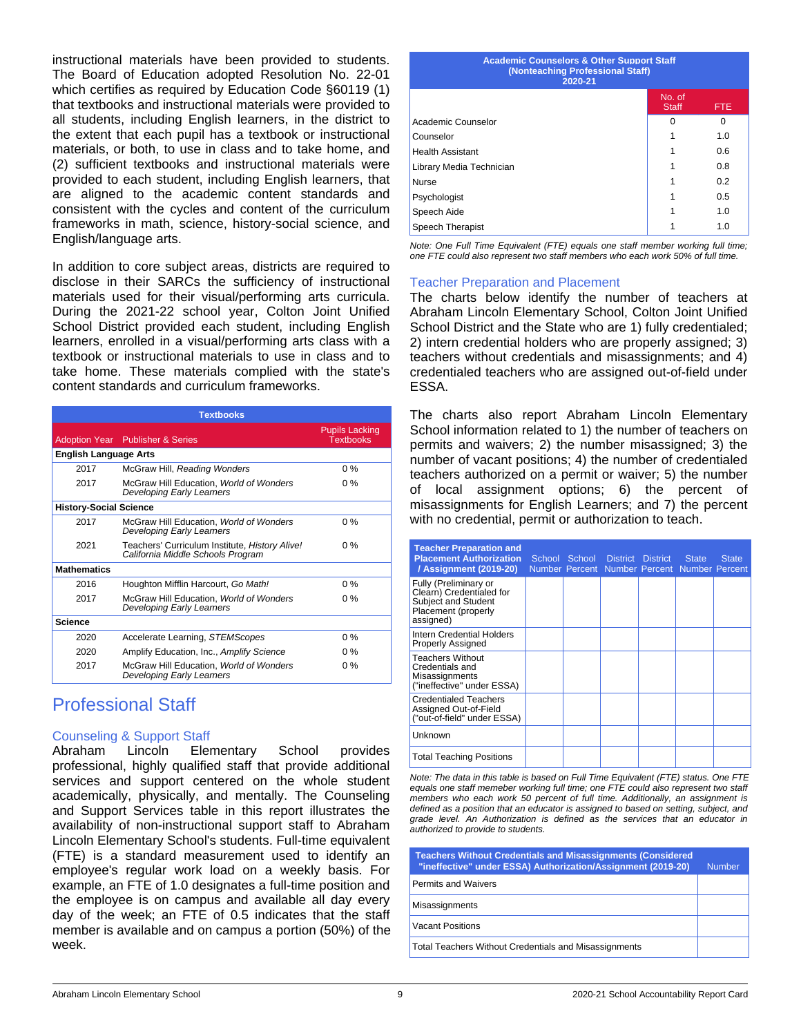instructional materials have been provided to students. The Board of Education adopted Resolution No. 22-01 which certifies as required by Education Code §60119 (1) that textbooks and instructional materials were provided to all students, including English learners, in the district to the extent that each pupil has a textbook or instructional materials, or both, to use in class and to take home, and (2) sufficient textbooks and instructional materials were provided to each student, including English learners, that are aligned to the academic content standards and consistent with the cycles and content of the curriculum frameworks in math, science, history-social science, and English/language arts.

In addition to core subject areas, districts are required to disclose in their SARCs the sufficiency of instructional materials used for their visual/performing arts curricula. During the 2021-22 school year, Colton Joint Unified School District provided each student, including English learners, enrolled in a visual/performing arts class with a textbook or instructional materials to use in class and to take home. These materials complied with the state's content standards and curriculum frameworks.

| Textbooks | | |
|---|---|---|
| Adoption Year | Publisher & Series | Pupils Lacking Textbooks |
| **English Language Arts** | | |
| 2017 | McGraw Hill, *Reading Wonders* | 0 % |
| 2017 | McGraw Hill Education, *World of Wonders Developing Early Learners* | 0 % |
| **History-Social Science** | | |
| 2017 | McGraw Hill Education, *World of Wonders Developing Early Learners* | 0 % |
| 2021 | Teachers' Curriculum Institute, *History Alive! California Middle Schools Program* | 0 % |
| **Mathematics** | | |
| 2016 | Houghton Mifflin Harcourt, *Go Math!* | 0 % |
| 2017 | McGraw Hill Education, *World of Wonders Developing Early Learners* | 0 % |
| **Science** | | |
| 2020 | Accelerate Learning, *STEMScopes* | 0 % |
| 2020 | Amplify Education, Inc., *Amplify Science* | 0 % |
| 2017 | McGraw Hill Education, *World of Wonders Developing Early Learners* | 0 % |

# Professional Staff

## Counseling & Support Staff

Abraham Lincoln Elementary School provides professional, highly qualified staff that provide additional services and support centered on the whole student academically, physically, and mentally. The Counseling and Support Services table in this report illustrates the availability of non-instructional support staff to Abraham Lincoln Elementary School's students. Full-time equivalent (FTE) is a standard measurement used to identify an employee's regular work load on a weekly basis. For example, an FTE of 1.0 designates a full-time position and the employee is on campus and available all day every day of the week; an FTE of 0.5 indicates that the staff member is available and on campus a portion (50%) of the week.

| Academic Counselors & Other Support Staff (Nonteaching Professional Staff) 2020-21 | | |
|---|---|---|
| | No. of Staff | FTE |
| Academic Counselor | 0 | 0 |
| Counselor | 1 | 1.0 |
| Health Assistant | 1 | 0.6 |
| Library Media Technician | 1 | 0.8 |
| Nurse | 1 | 0.2 |
| Psychologist | 1 | 0.5 |
| Speech Aide | 1 | 1.0 |
| Speech Therapist | 1 | 1.0 |

*Note: One Full Time Equivalent (FTE) equals one staff member working full time; one FTE could also represent two staff members who each work 50% of full time.*

## Teacher Preparation and Placement

The charts below identify the number of teachers at Abraham Lincoln Elementary School, Colton Joint Unified School District and the State who are 1) fully credentialed; 2) intern credential holders who are properly assigned; 3) teachers without credentials and misassignments; and 4) credentialed teachers who are assigned out-of-field under ESSA.

The charts also report Abraham Lincoln Elementary School information related to 1) the number of teachers on permits and waivers; 2) the number misassigned; 3) the number of vacant positions; 4) the number of credentialed teachers authorized on a permit or waiver; 5) the number of local assignment options; 6) the percent of misassignments for English Learners; and 7) the percent with no credential, permit or authorization to teach.

| Teacher Preparation and Placement Authorization / Assignment (2019-20) | School Number | School Percent | District Number | District Percent | State Number | State Percent |
|---|---|---|---|---|---|---|
| Fully (Preliminary or Clearn) Credentialed for Subject and Student Placement (properly assigned) | | | | | | |
| Intern Credential Holders Properly Assigned | | | | | | |
| Teachers Without Credentials and Misassignments ("ineffective" under ESSA) | | | | | | |
| Credentialed Teachers Assigned Out-of-Field ("out-of-field" under ESSA) | | | | | | |
| Unknown | | | | | | |
| Total Teaching Positions | | | | | | |

*Note: The data in this table is based on Full Time Equivalent (FTE) status. One FTE equals one staff memeber working full time; one FTE could also represent two staff members who each work 50 percent of full time. Additionally, an assignment is defined as a position that an educator is assigned to based on setting, subject, and grade level. An Authorization is defined as the services that an educator in authorized to provide to students.*

| Teachers Without Credentials and Misassignments (Considered "ineffective" under ESSA) Authorization/Assignment (2019-20) | Number |
|---|---|
| Permits and Waivers | |
| Misassignments | |
| Vacant Positions | |
| Total Teachers Without Credentials and Misassignments | |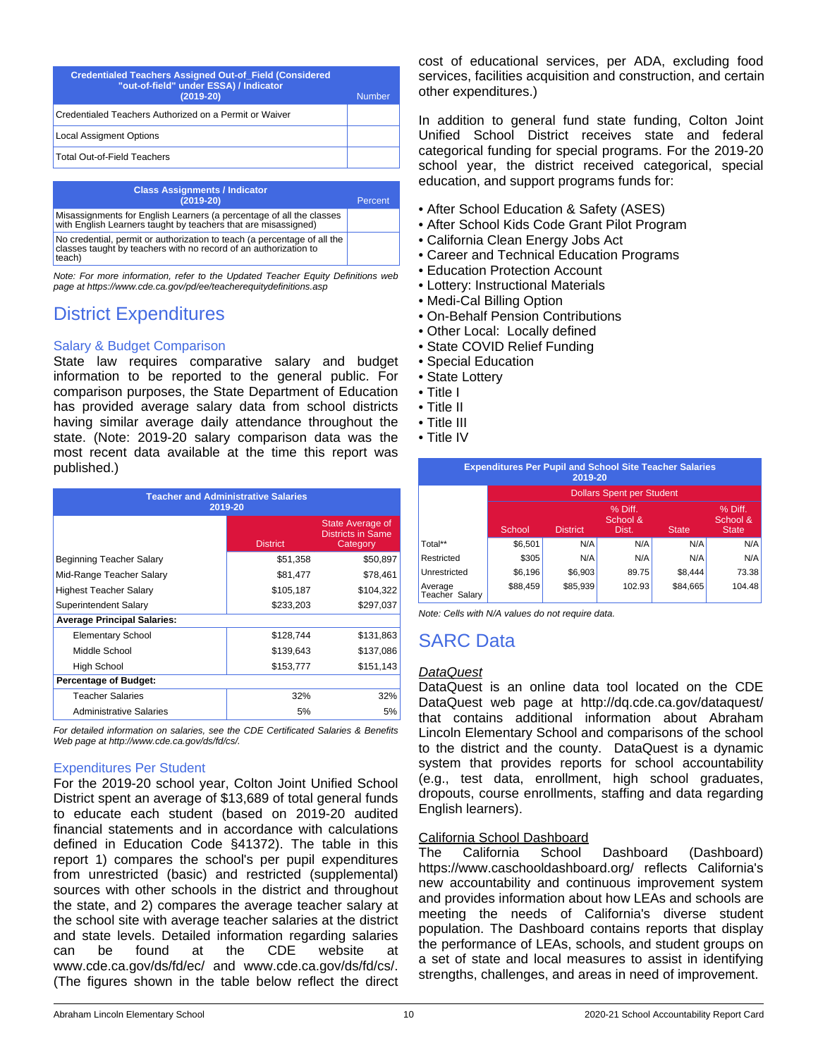| Credentialed Teachers Assigned Out-of_Field (Considered "out-of-field" under ESSA) / Indicator (2019-20) | Number |
|---|---|
| Credentialed Teachers Authorized on a Permit or Waiver | |
| Local Assigment Options | |
| Total Out-of-Field Teachers | |

| Class Assignments / Indicator (2019-20) | Percent |
|---|---|
| Misassignments for English Learners (a percentage of all the classes with English Learners taught by teachers that are misassigned) | |
| No credential, permit or authorization to teach (a percentage of all the classes taught by teachers with no record of an authorization to teach) | |

*Note: For more information, refer to the Updated Teacher Equity Definitions web page at https://www.cde.ca.gov/pd/ee/teacherequitydefinitions.asp*

# District Expenditures

## Salary & Budget Comparison

State law requires comparative salary and budget information to be reported to the general public. For comparison purposes, the State Department of Education has provided average salary data from school districts having similar average daily attendance throughout the state. (Note: 2019-20 salary comparison data was the most recent data available at the time this report was published.)

| Teacher and Administrative Salaries 2019-20 | District | State Average of Districts in Same Category |
|---|---|---|
| Beginning Teacher Salary | $51,358 | $50,897 |
| Mid-Range Teacher Salary | $81,477 | $78,461 |
| Highest Teacher Salary | $105,187 | $104,322 |
| Superintendent Salary | $233,203 | $297,037 |
| **Average Principal Salaries:** | | |
| Elementary School | $128,744 | $131,863 |
| Middle School | $139,643 | $137,086 |
| High School | $153,777 | $151,143 |
| **Percentage of Budget:** | | |
| Teacher Salaries | 32% | 32% |
| Administrative Salaries | 5% | 5% |

*For detailed information on salaries, see the CDE Certificated Salaries & Benefits Web page at http://www.cde.ca.gov/ds/fd/cs/.*

## Expenditures Per Student

For the 2019-20 school year, Colton Joint Unified School District spent an average of $13,689 of total general funds to educate each student (based on 2019-20 audited financial statements and in accordance with calculations defined in Education Code §41372). The table in this report 1) compares the school's per pupil expenditures from unrestricted (basic) and restricted (supplemental) sources with other schools in the district and throughout the state, and 2) compares the average teacher salary at the school site with average teacher salaries at the district and state levels. Detailed information regarding salaries can be found at the CDE website at www.cde.ca.gov/ds/fd/ec/ and www.cde.ca.gov/ds/fd/cs/. (The figures shown in the table below reflect the direct cost of educational services, per ADA, excluding food services, facilities acquisition and construction, and certain other expenditures.)

In addition to general fund state funding, Colton Joint Unified School District receives state and federal categorical funding for special programs. For the 2019-20 school year, the district received categorical, special education, and support programs funds for:

- After School Education & Safety (ASES)
- After School Kids Code Grant Pilot Program
- California Clean Energy Jobs Act
- Career and Technical Education Programs
- Education Protection Account
- Lottery: Instructional Materials
- Medi-Cal Billing Option
- On-Behalf Pension Contributions
- Other Local: Locally defined
- State COVID Relief Funding
- Special Education
- State Lottery
- Title I
- Title II
- Title III
- Title IV

| Expenditures Per Pupil and School Site Teacher Salaries 2019-20 | Dollars Spent per Student | | | | |
|---|---|---|---|---|---|
| | School | District | % Diff. School & Dist. | State | % Diff. School & State |
| Total** | $6,501 | N/A | N/A | N/A | N/A |
| Restricted | $305 | N/A | N/A | N/A | N/A |
| Unrestricted | $6,196 | $6,903 | 89.75 | $8,444 | 73.38 |
| Average Teacher Salary | $88,459 | $85,939 | 102.93 | $84,665 | 104.48 |

*Note: Cells with N/A values do not require data.*

# SARC Data

## *DataQuest*

DataQuest is an online data tool located on the CDE DataQuest web page at http://dq.cde.ca.gov/dataquest/ that contains additional information about Abraham Lincoln Elementary School and comparisons of the school to the district and the county. DataQuest is a dynamic system that provides reports for school accountability (e.g., test data, enrollment, high school graduates, dropouts, course enrollments, staffing and data regarding English learners).

## California School Dashboard

The California School Dashboard (Dashboard) https://www.caschooldashboard.org/ reflects California's new accountability and continuous improvement system and provides information about how LEAs and schools are meeting the needs of California's diverse student population. The Dashboard contains reports that display the performance of LEAs, schools, and student groups on a set of state and local measures to assist in identifying strengths, challenges, and areas in need of improvement.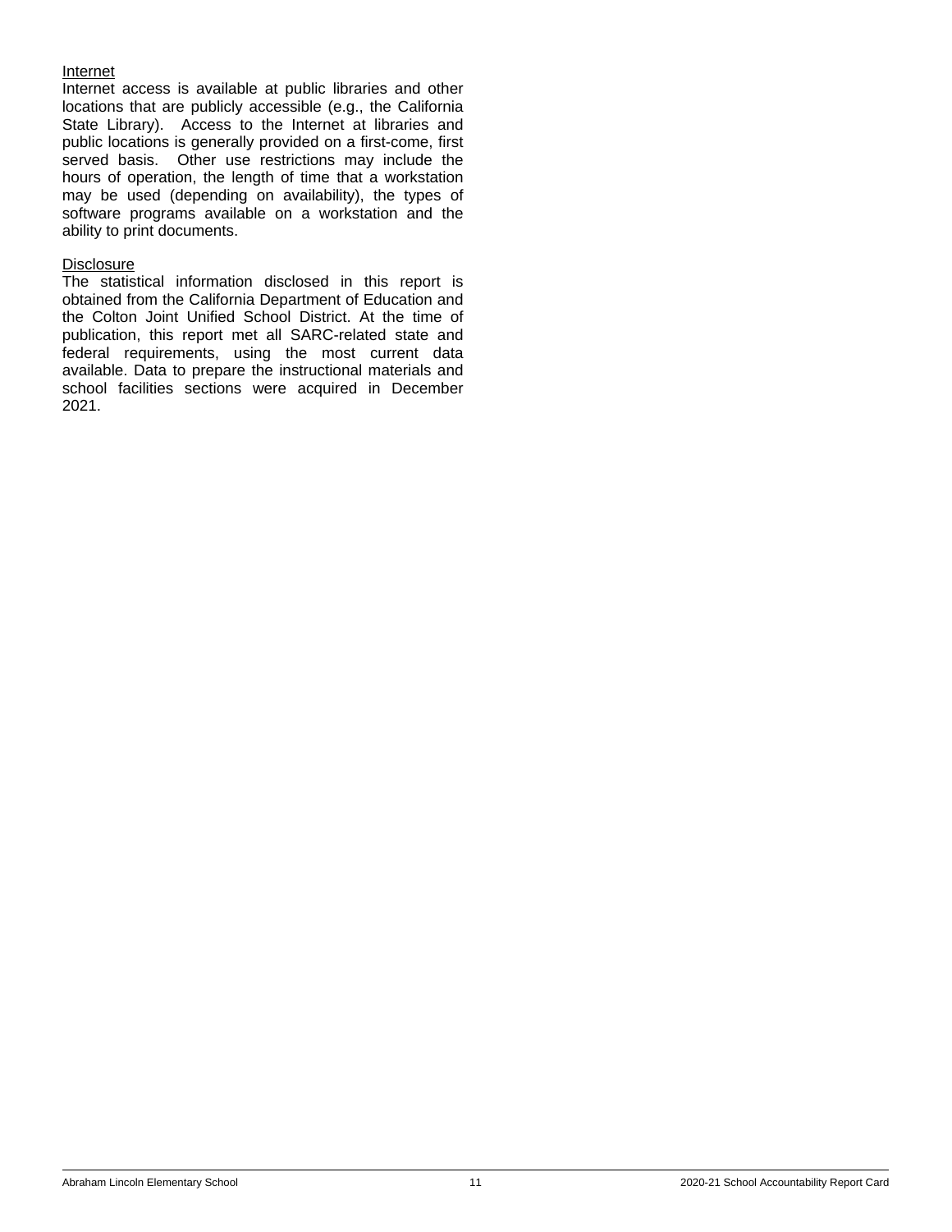Internet

Internet access is available at public libraries and other locations that are publicly accessible (e.g., the California State Library). Access to the Internet at libraries and public locations is generally provided on a first-come, first served basis. Other use restrictions may include the hours of operation, the length of time that a workstation may be used (depending on availability), the types of software programs available on a workstation and the ability to print documents.

Disclosure

The statistical information disclosed in this report is obtained from the California Department of Education and the Colton Joint Unified School District. At the time of publication, this report met all SARC-related state and federal requirements, using the most current data available. Data to prepare the instructional materials and school facilities sections were acquired in December 2021.